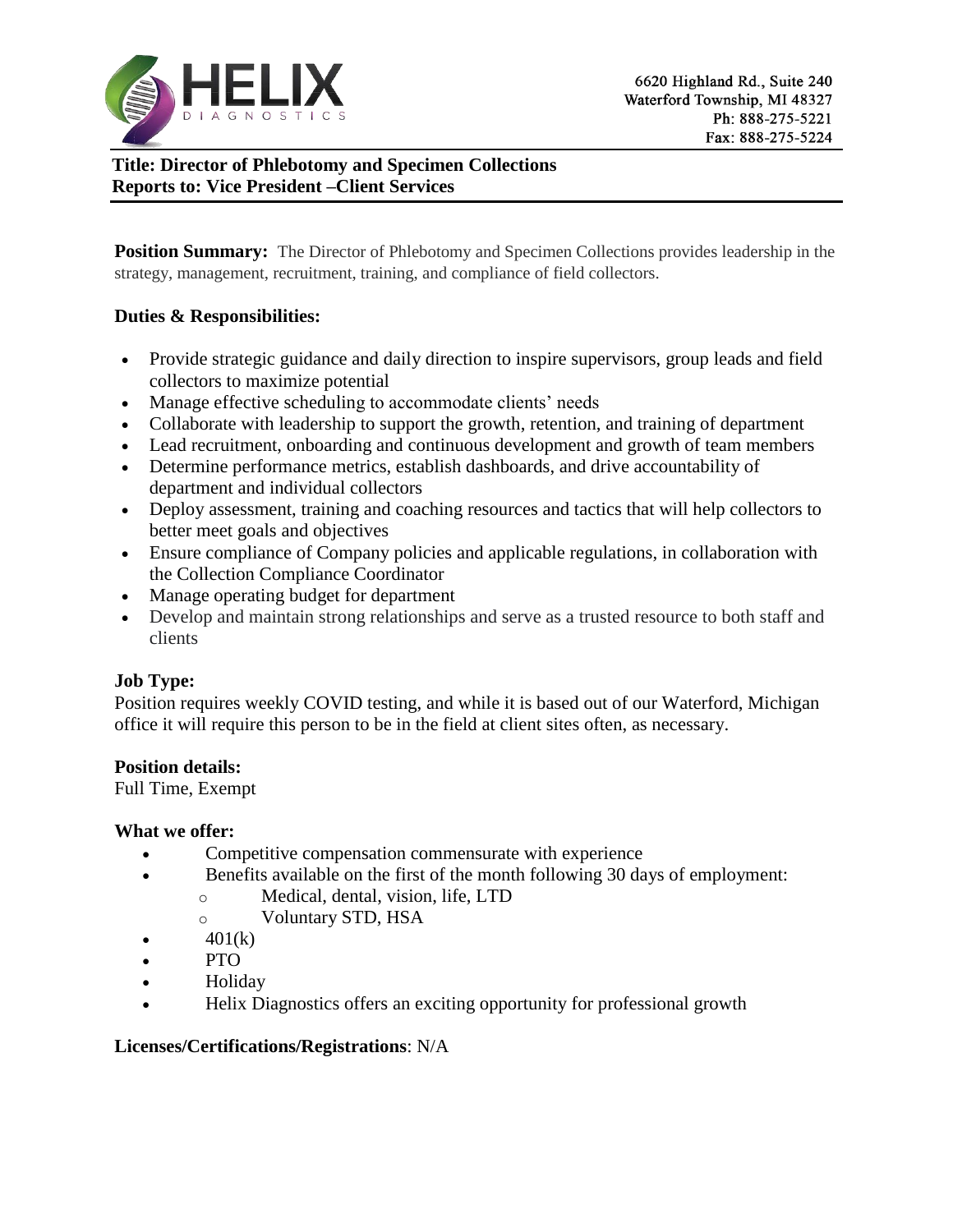HELIX DIAGNOSTICS

6620 Highland Rd., Suite 240
Waterford Township, MI 48327
Ph: 888-275-5221
Fax: 888-275-5224

**Title: Director of Phlebotomy and Specimen Collections**
**Reports to: Vice President –Client Services**

**Position Summary:** The Director of Phlebotomy and Specimen Collections provides leadership in the strategy, management, recruitment, training, and compliance of field collectors.

**Duties & Responsibilities:**

- Provide strategic guidance and daily direction to inspire supervisors, group leads and field collectors to maximize potential
- Manage effective scheduling to accommodate clients' needs
- Collaborate with leadership to support the growth, retention, and training of department
- Lead recruitment, onboarding and continuous development and growth of team members
- Determine performance metrics, establish dashboards, and drive accountability of department and individual collectors
- Deploy assessment, training and coaching resources and tactics that will help collectors to better meet goals and objectives
- Ensure compliance of Company policies and applicable regulations, in collaboration with the Collection Compliance Coordinator
- Manage operating budget for department
- Develop and maintain strong relationships and serve as a trusted resource to both staff and clients

**Job Type:**
Position requires weekly COVID testing, and while it is based out of our Waterford, Michigan office it will require this person to be in the field at client sites often, as necessary.

**Position details:**
Full Time, Exempt

**What we offer:**

- Competitive compensation commensurate with experience
- Benefits available on the first of the month following 30 days of employment:
  - Medical, dental, vision, life, LTD
  - Voluntary STD, HSA
- 401(k)
- PTO
- Holiday
- Helix Diagnostics offers an exciting opportunity for professional growth

**Licenses/Certifications/Registrations**: N/A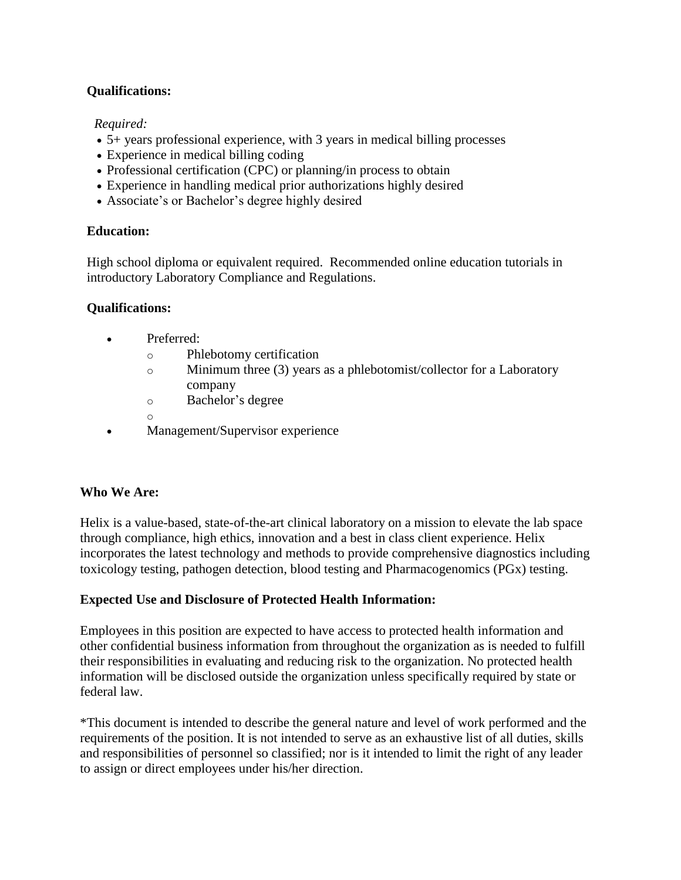**Qualifications:**

*Required:*

- 5+ years professional experience, with 3 years in medical billing processes
- Experience in medical billing coding
- Professional certification (CPC) or planning/in process to obtain
- Experience in handling medical prior authorizations highly desired
- Associate's or Bachelor's degree highly desired

**Education:**

High school diploma or equivalent required. Recommended online education tutorials in introductory Laboratory Compliance and Regulations.

**Qualifications:**

- Preferred:
  - Phlebotomy certification
  - Minimum three (3) years as a phlebotomist/collector for a Laboratory company
  - Bachelor's degree
- Management/Supervisor experience

**Who We Are:**

Helix is a value-based, state-of-the-art clinical laboratory on a mission to elevate the lab space through compliance, high ethics, innovation and a best in class client experience. Helix incorporates the latest technology and methods to provide comprehensive diagnostics including toxicology testing, pathogen detection, blood testing and Pharmacogenomics (PGx) testing.

**Expected Use and Disclosure of Protected Health Information:**

Employees in this position are expected to have access to protected health information and other confidential business information from throughout the organization as is needed to fulfill their responsibilities in evaluating and reducing risk to the organization. No protected health information will be disclosed outside the organization unless specifically required by state or federal law.

*This document is intended to describe the general nature and level of work performed and the requirements of the position. It is not intended to serve as an exhaustive list of all duties, skills and responsibilities of personnel so classified; nor is it intended to limit the right of any leader to assign or direct employees under his/her direction.